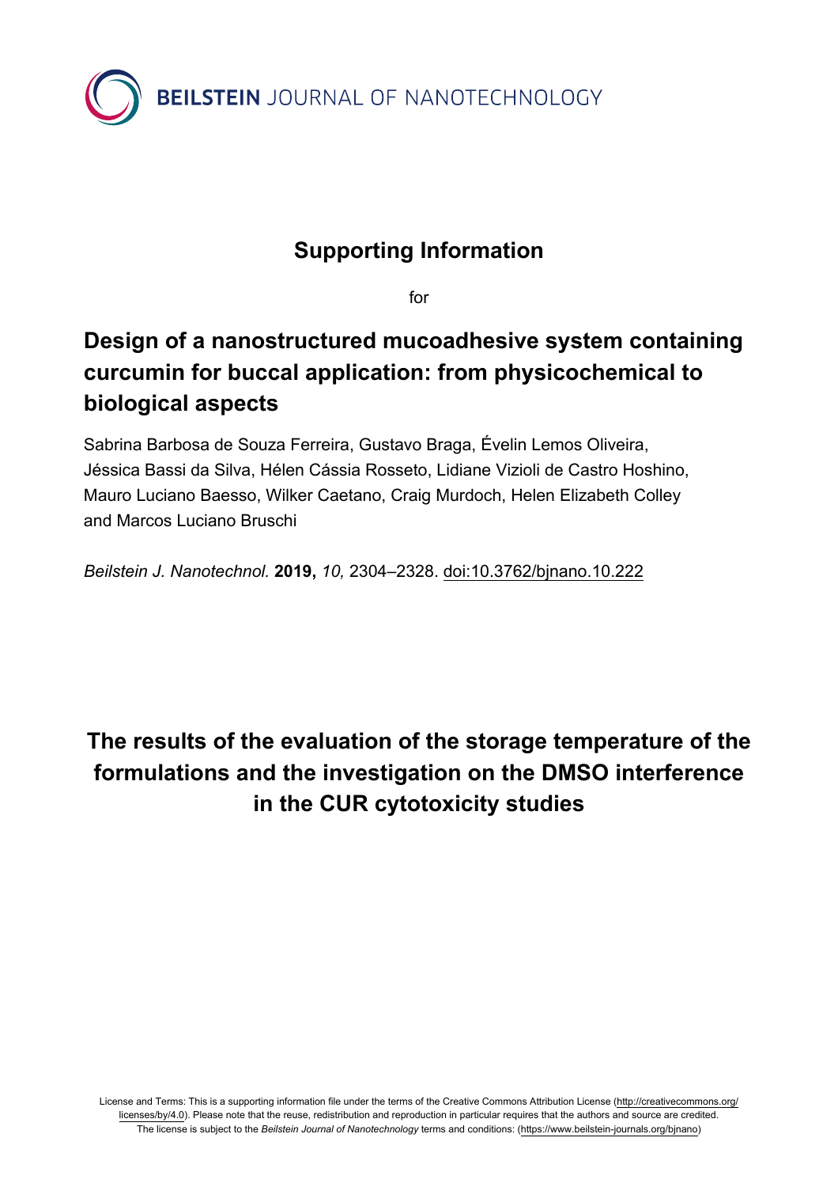BEILSTEIN JOURNAL OF NANOTECHNOLOGY

# Supporting Information

for

# Design of a nanostructured mucoadhesive system containing curcumin for buccal application: from physicochemical to biological aspects

Sabrina Barbosa de Souza Ferreira, Gustavo Braga, Évelin Lemos Oliveira, Jéssica Bassi da Silva, Hélen Cássia Rosseto, Lidiane Vizioli de Castro Hoshino, Mauro Luciano Baesso, Wilker Caetano, Craig Murdoch, Helen Elizabeth Colley and Marcos Luciano Bruschi

*Beilstein J. Nanotechnol.* **2019,** *10,* 2304–2328. doi:10.3762/bjnano.10.222

# The results of the evaluation of the storage temperature of the formulations and the investigation on the DMSO interference in the CUR cytotoxicity studies

License and Terms: This is a supporting information file under the terms of the Creative Commons Attribution License (http://creativecommons.org/licenses/by/4.0). Please note that the reuse, redistribution and reproduction in particular requires that the authors and source are credited. The license is subject to the *Beilstein Journal of Nanotechnology* terms and conditions: (https://www.beilstein-journals.org/bjnano)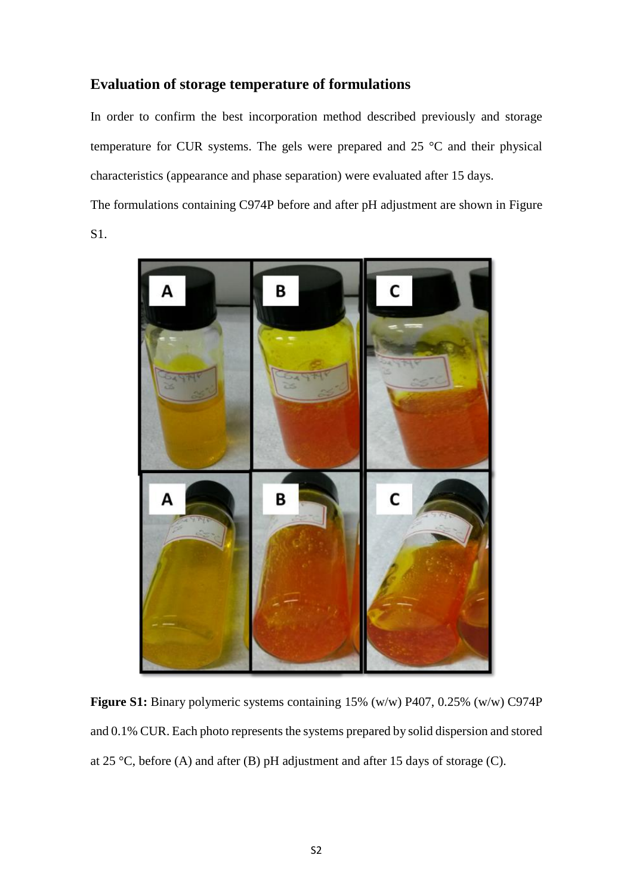## Evaluation of storage temperature of formulations

In order to confirm the best incorporation method described previously and storage temperature for CUR systems. The gels were prepared and 25 °C and their physical characteristics (appearance and phase separation) were evaluated after 15 days.

The formulations containing C974P before and after pH adjustment are shown in Figure S1.

**Figure S1:** Binary polymeric systems containing 15% (w/w) P407, 0.25% (w/w) C974P and 0.1% CUR. Each photo represents the systems prepared by solid dispersion and stored at 25 °C, before (A) and after (B) pH adjustment and after 15 days of storage (C).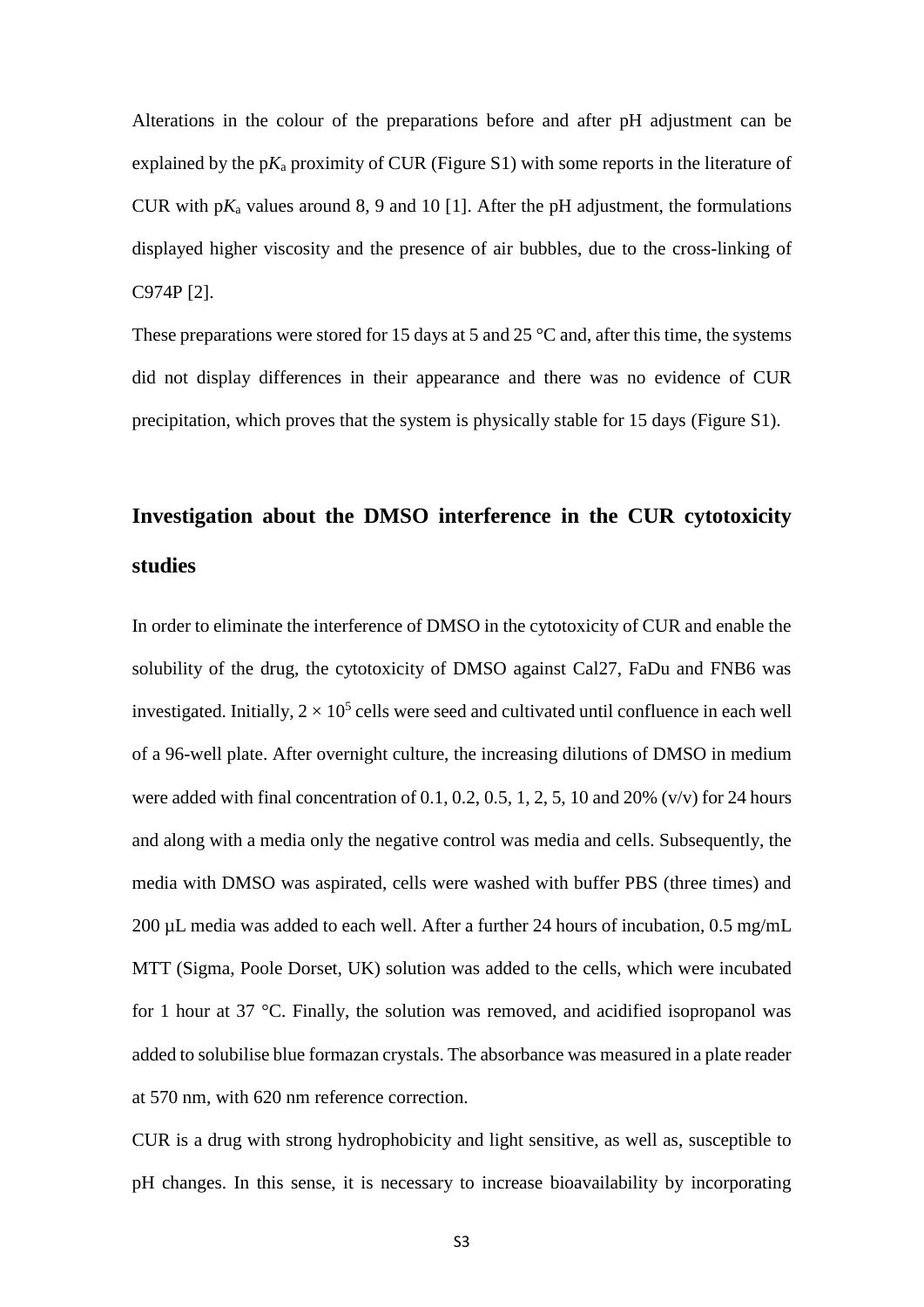Alterations in the colour of the preparations before and after pH adjustment can be explained by the p$K_a$ proximity of CUR (Figure S1) with some reports in the literature of CUR with p$K_a$ values around 8, 9 and 10 [1]. After the pH adjustment, the formulations displayed higher viscosity and the presence of air bubbles, due to the cross-linking of C974P [2].

These preparations were stored for 15 days at 5 and 25 °C and, after this time, the systems did not display differences in their appearance and there was no evidence of CUR precipitation, which proves that the system is physically stable for 15 days (Figure S1).

## Investigation about the DMSO interference in the CUR cytotoxicity studies

In order to eliminate the interference of DMSO in the cytotoxicity of CUR and enable the solubility of the drug, the cytotoxicity of DMSO against Cal27, FaDu and FNB6 was investigated. Initially, $2 \times 10^5$ cells were seed and cultivated until confluence in each well of a 96-well plate. After overnight culture, the increasing dilutions of DMSO in medium were added with final concentration of 0.1, 0.2, 0.5, 1, 2, 5, 10 and 20% (v/v) for 24 hours and along with a media only the negative control was media and cells. Subsequently, the media with DMSO was aspirated, cells were washed with buffer PBS (three times) and 200 µL media was added to each well. After a further 24 hours of incubation, 0.5 mg/mL MTT (Sigma, Poole Dorset, UK) solution was added to the cells, which were incubated for 1 hour at 37 °C. Finally, the solution was removed, and acidified isopropanol was added to solubilise blue formazan crystals. The absorbance was measured in a plate reader at 570 nm, with 620 nm reference correction.

CUR is a drug with strong hydrophobicity and light sensitive, as well as, susceptible to pH changes. In this sense, it is necessary to increase bioavailability by incorporating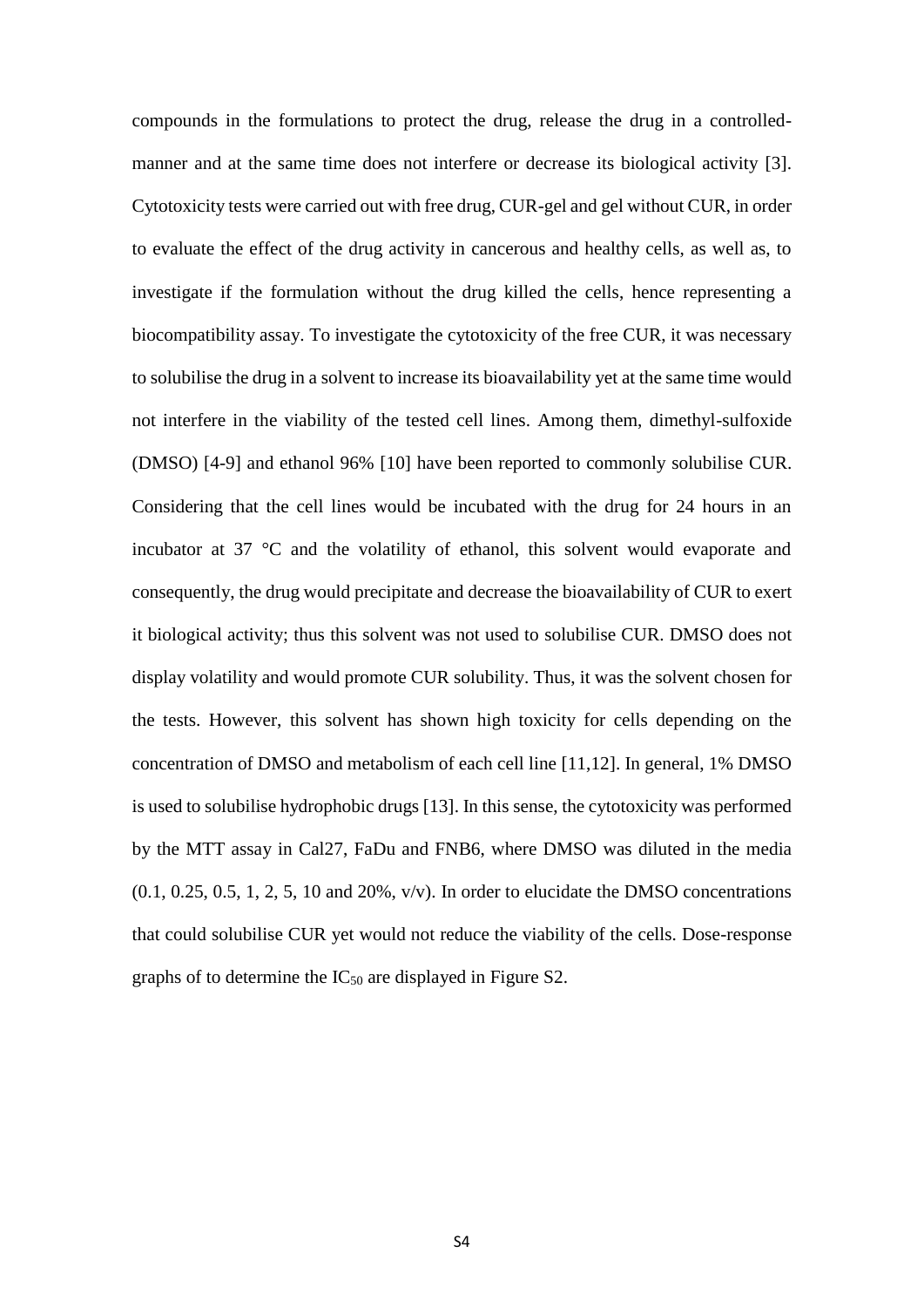compounds in the formulations to protect the drug, release the drug in a controlled-manner and at the same time does not interfere or decrease its biological activity [3]. Cytotoxicity tests were carried out with free drug, CUR-gel and gel without CUR, in order to evaluate the effect of the drug activity in cancerous and healthy cells, as well as, to investigate if the formulation without the drug killed the cells, hence representing a biocompatibility assay. To investigate the cytotoxicity of the free CUR, it was necessary to solubilise the drug in a solvent to increase its bioavailability yet at the same time would not interfere in the viability of the tested cell lines. Among them, dimethyl-sulfoxide (DMSO) [4-9] and ethanol 96% [10] have been reported to commonly solubilise CUR. Considering that the cell lines would be incubated with the drug for 24 hours in an incubator at 37 °C and the volatility of ethanol, this solvent would evaporate and consequently, the drug would precipitate and decrease the bioavailability of CUR to exert it biological activity; thus this solvent was not used to solubilise CUR. DMSO does not display volatility and would promote CUR solubility. Thus, it was the solvent chosen for the tests. However, this solvent has shown high toxicity for cells depending on the concentration of DMSO and metabolism of each cell line [11,12]. In general, 1% DMSO is used to solubilise hydrophobic drugs [13]. In this sense, the cytotoxicity was performed by the MTT assay in Cal27, FaDu and FNB6, where DMSO was diluted in the media (0.1, 0.25, 0.5, 1, 2, 5, 10 and 20%, v/v). In order to elucidate the DMSO concentrations that could solubilise CUR yet would not reduce the viability of the cells. Dose-response graphs of to determine the $IC_{50}$ are displayed in Figure S2.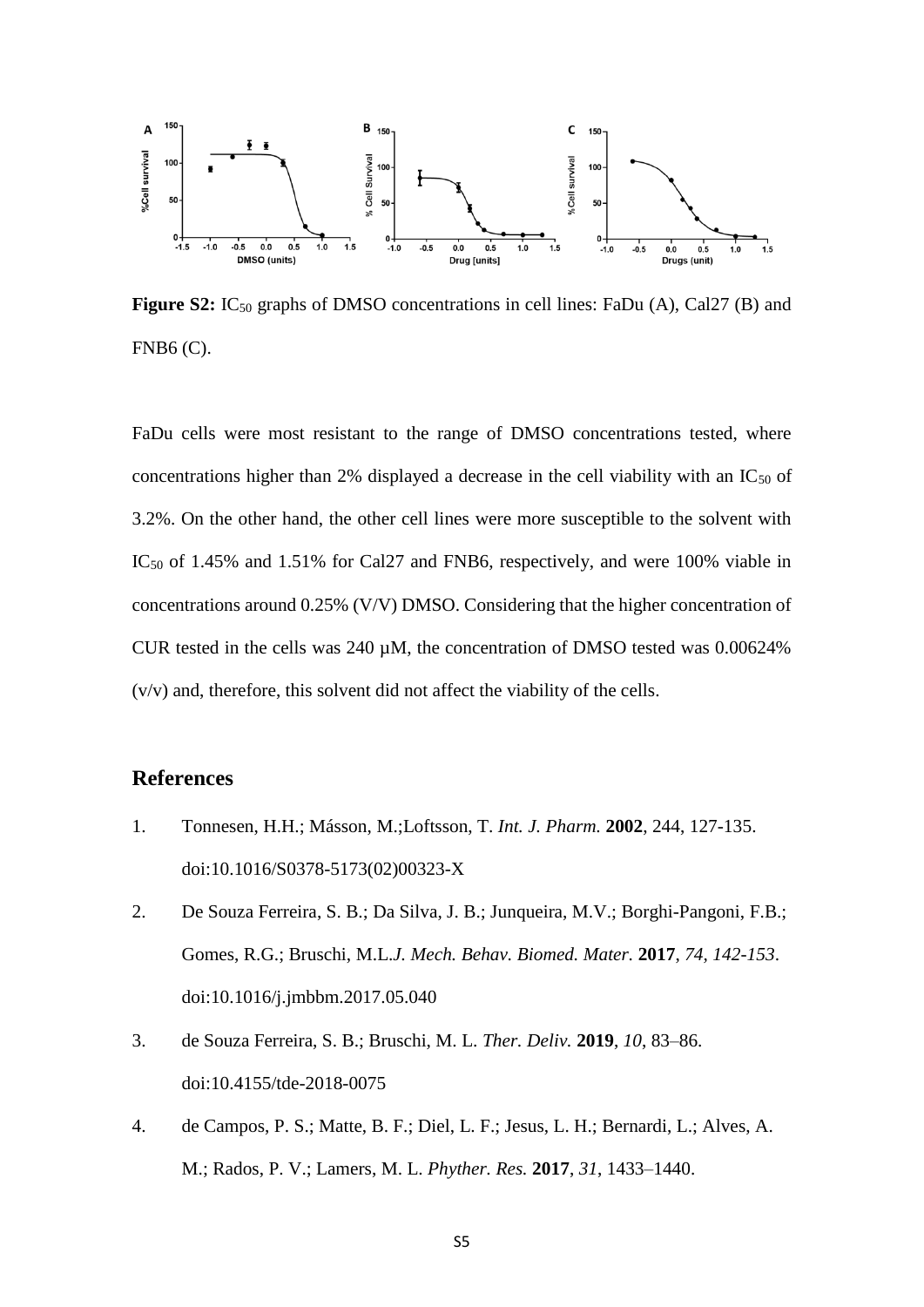**Figure S2:** $IC_{50}$ graphs of DMSO concentrations in cell lines: FaDu (A), Cal27 (B) and FNB6 (C).

FaDu cells were most resistant to the range of DMSO concentrations tested, where concentrations higher than 2% displayed a decrease in the cell viability with an $IC_{50}$ of 3.2%. On the other hand, the other cell lines were more susceptible to the solvent with $IC_{50}$ of 1.45% and 1.51% for Cal27 and FNB6, respectively, and were 100% viable in concentrations around 0.25% (V/V) DMSO. Considering that the higher concentration of CUR tested in the cells was 240 µM, the concentration of DMSO tested was 0.00624% (v/v) and, therefore, this solvent did not affect the viability of the cells.

## References

1. Tonnesen, H.H.; Másson, M.;Loftsson, T. *Int. J. Pharm.* **2002**, 244, 127-135. doi:10.1016/S0378-5173(02)00323-X
2. De Souza Ferreira, S. B.; Da Silva, J. B.; Junqueira, M.V.; Borghi-Pangoni, F.B.; Gomes, R.G.; Bruschi, M.L.*J. Mech. Behav. Biomed. Mater.* **2017**, *74, 142-153*. doi:10.1016/j.jmbbm.2017.05.040
3. de Souza Ferreira, S. B.; Bruschi, M. L. *Ther. Deliv.* **2019**, *10*, 83–86. doi:10.4155/tde-2018-0075
4. de Campos, P. S.; Matte, B. F.; Diel, L. F.; Jesus, L. H.; Bernardi, L.; Alves, A. M.; Rados, P. V.; Lamers, M. L. *Phyther. Res.* **2017**, *31*, 1433–1440.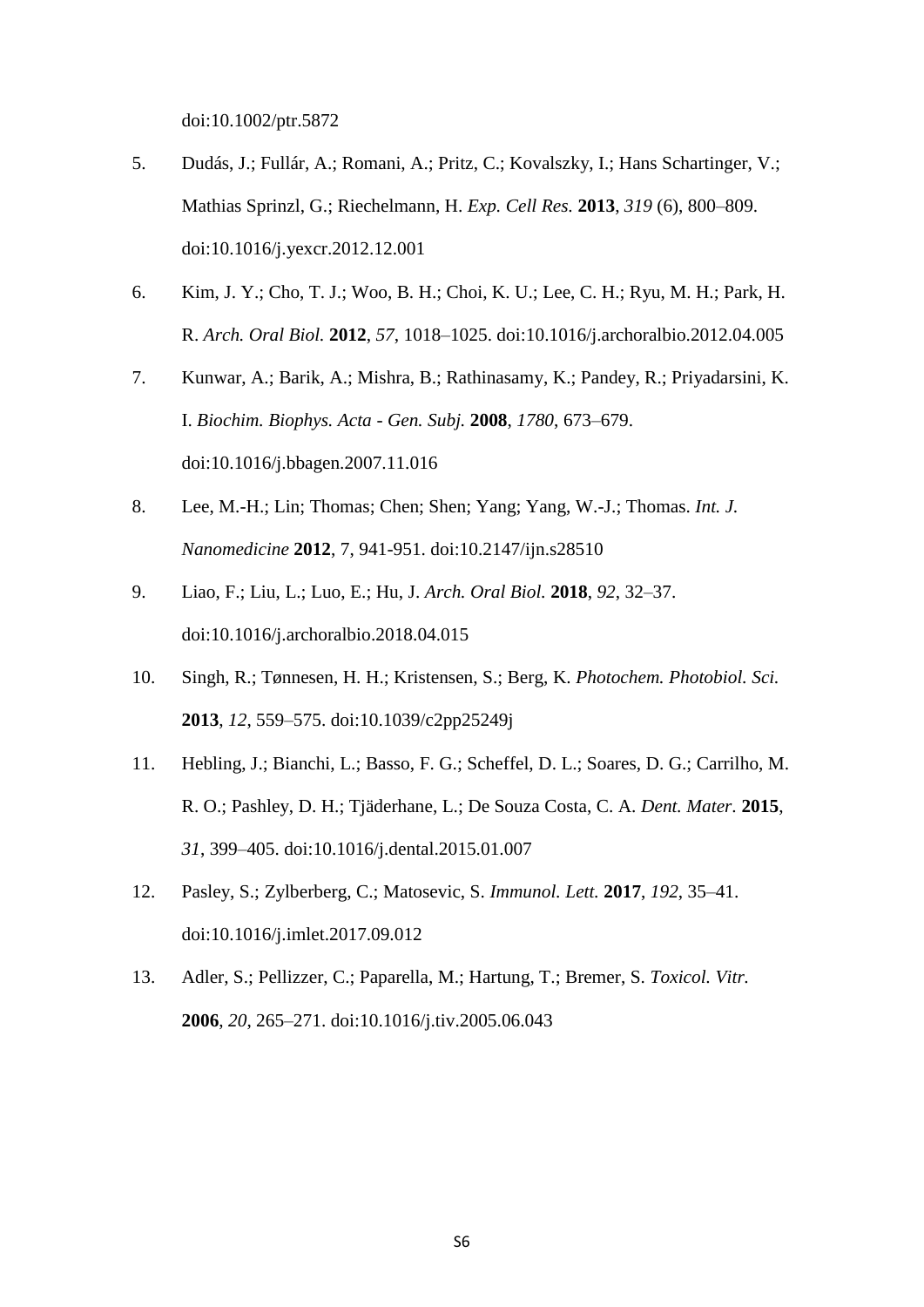doi:10.1002/ptr.5872

5. Dudás, J.; Fullár, A.; Romani, A.; Pritz, C.; Kovalszky, I.; Hans Schartinger, V.; Mathias Sprinzl, G.; Riechelmann, H. *Exp. Cell Res.* **2013**, *319* (6), 800–809. doi:10.1016/j.yexcr.2012.12.001

6. Kim, J. Y.; Cho, T. J.; Woo, B. H.; Choi, K. U.; Lee, C. H.; Ryu, M. H.; Park, H. R. *Arch. Oral Biol.* **2012**, *57*, 1018–1025. doi:10.1016/j.archoralbio.2012.04.005

7. Kunwar, A.; Barik, A.; Mishra, B.; Rathinasamy, K.; Pandey, R.; Priyadarsini, K. I. *Biochim. Biophys. Acta - Gen. Subj.* **2008**, *1780*, 673–679. doi:10.1016/j.bbagen.2007.11.016

8. Lee, M.-H.; Lin; Thomas; Chen; Shen; Yang; Yang, W.-J.; Thomas. *Int. J. Nanomedicine* **2012**, 7, 941-951. doi:10.2147/ijn.s28510

9. Liao, F.; Liu, L.; Luo, E.; Hu, J. *Arch. Oral Biol.* **2018**, *92*, 32–37. doi:10.1016/j.archoralbio.2018.04.015

10. Singh, R.; Tønnesen, H. H.; Kristensen, S.; Berg, K. *Photochem. Photobiol. Sci.* **2013**, *12*, 559–575. doi:10.1039/c2pp25249j

11. Hebling, J.; Bianchi, L.; Basso, F. G.; Scheffel, D. L.; Soares, D. G.; Carrilho, M. R. O.; Pashley, D. H.; Tjäderhane, L.; De Souza Costa, C. A. *Dent. Mater.* **2015**, *31*, 399–405. doi:10.1016/j.dental.2015.01.007

12. Pasley, S.; Zylberberg, C.; Matosevic, S. *Immunol. Lett.* **2017**, *192*, 35–41. doi:10.1016/j.imlet.2017.09.012

13. Adler, S.; Pellizzer, C.; Paparella, M.; Hartung, T.; Bremer, S. *Toxicol. Vitr.* **2006**, *20*, 265–271. doi:10.1016/j.tiv.2005.06.043